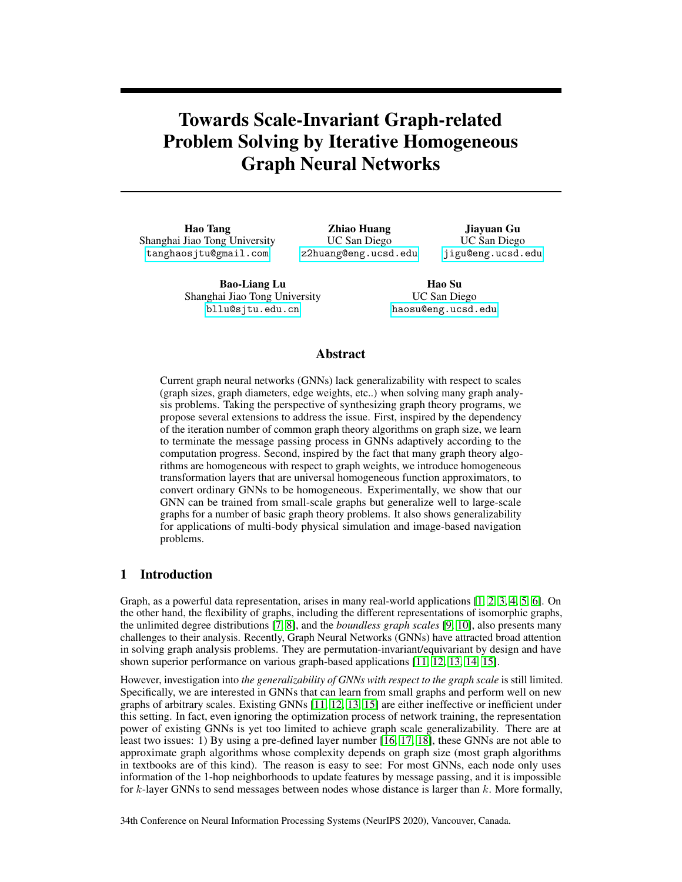# Towards Scale-Invariant Graph-related Problem Solving by Iterative Homogeneous Graph Neural Networks

**Hao Tang**
Shanghai Jiao Tong University
tanghaosjtu@gmail.com

**Zhiao Huang**
UC San Diego
z2huang@eng.ucsd.edu

**Jiayuan Gu**
UC San Diego
jigu@eng.ucsd.edu

**Bao-Liang Lu**
Shanghai Jiao Tong University
bllu@sjtu.edu.cn

**Hao Su**
UC San Diego
haosu@eng.ucsd.edu

## Abstract

Current graph neural networks (GNNs) lack generalizability with respect to scales (graph sizes, graph diameters, edge weights, etc..) when solving many graph analysis problems. Taking the perspective of synthesizing graph theory programs, we propose several extensions to address the issue. First, inspired by the dependency of the iteration number of common graph theory algorithms on graph size, we learn to terminate the message passing process in GNNs adaptively according to the computation progress. Second, inspired by the fact that many graph theory algorithms are homogeneous with respect to graph weights, we introduce homogeneous transformation layers that are universal homogeneous function approximators, to convert ordinary GNNs to be homogeneous. Experimentally, we show that our GNN can be trained from small-scale graphs but generalize well to large-scale graphs for a number of basic graph theory problems. It also shows generalizability for applications of multi-body physical simulation and image-based navigation problems.

## 1 Introduction

Graph, as a powerful data representation, arises in many real-world applications [1, 2, 3, 4, 5, 6]. On the other hand, the flexibility of graphs, including the different representations of isomorphic graphs, the unlimited degree distributions [7, 8], and the *boundless graph scales* [9, 10], also presents many challenges to their analysis. Recently, Graph Neural Networks (GNNs) have attracted broad attention in solving graph analysis problems. They are permutation-invariant/equivariant by design and have shown superior performance on various graph-based applications [11, 12, 13, 14, 15].

However, investigation into *the generalizability of GNNs with respect to the graph scale* is still limited. Specifically, we are interested in GNNs that can learn from small graphs and perform well on new graphs of arbitrary scales. Existing GNNs [11, 12, 13, 15] are either ineffective or inefficient under this setting. In fact, even ignoring the optimization process of network training, the representation power of existing GNNs is yet too limited to achieve graph scale generalizability. There are at least two issues: 1) By using a pre-defined layer number [16, 17, 18], these GNNs are not able to approximate graph algorithms whose complexity depends on graph size (most graph algorithms in textbooks are of this kind). The reason is easy to see: For most GNNs, each node only uses information of the 1-hop neighborhoods to update features by message passing, and it is impossible for $k$-layer GNNs to send messages between nodes whose distance is larger than $k$. More formally,

34th Conference on Neural Information Processing Systems (NeurIPS 2020), Vancouver, Canada.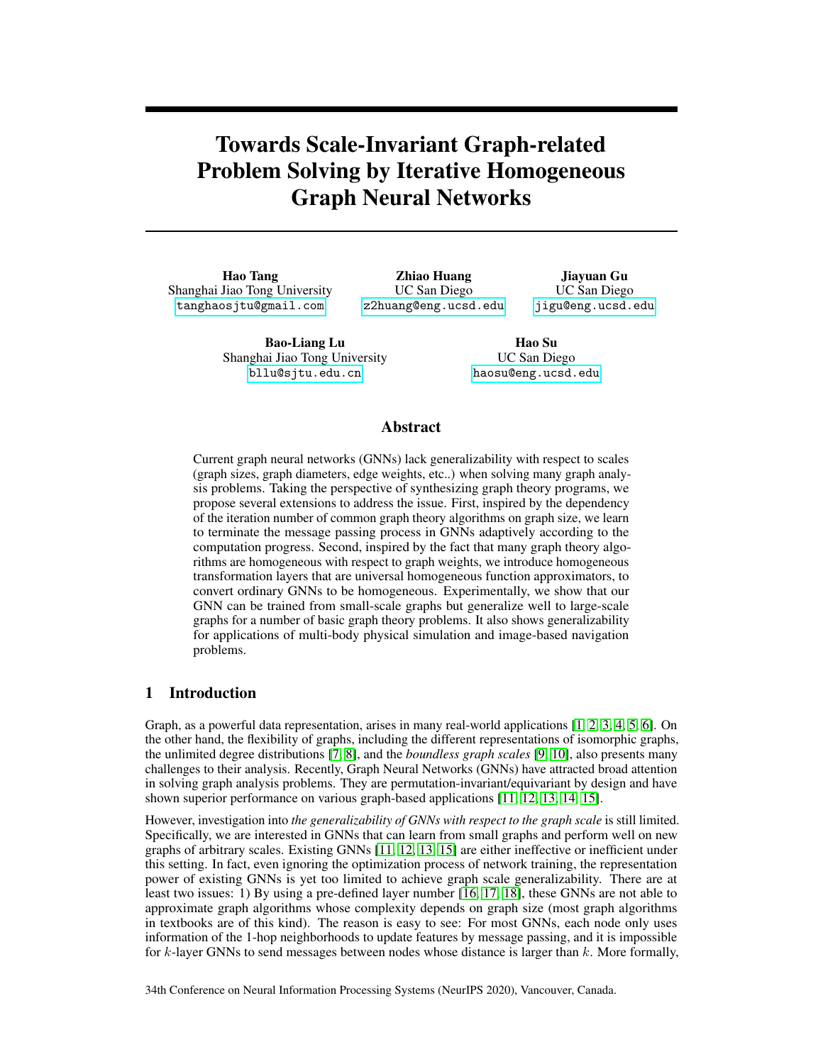# Towards Scale-Invariant Graph-related Problem Solving by Iterative Homogeneous Graph Neural Networks

**Hao Tang**
Shanghai Jiao Tong University
tanghaosjtu@gmail.com

**Zhiao Huang**
UC San Diego
z2huang@eng.ucsd.edu

**Jiayuan Gu**
UC San Diego
jigu@eng.ucsd.edu

**Bao-Liang Lu**
Shanghai Jiao Tong University
bllu@sjtu.edu.cn

**Hao Su**
UC San Diego
haosu@eng.ucsd.edu

## Abstract

Current graph neural networks (GNNs) lack generalizability with respect to scales (graph sizes, graph diameters, edge weights, etc..) when solving many graph analysis problems. Taking the perspective of synthesizing graph theory programs, we propose several extensions to address the issue. First, inspired by the dependency of the iteration number of common graph theory algorithms on graph size, we learn to terminate the message passing process in GNNs adaptively according to the computation progress. Second, inspired by the fact that many graph theory algorithms are homogeneous with respect to graph weights, we introduce homogeneous transformation layers that are universal homogeneous function approximators, to convert ordinary GNNs to be homogeneous. Experimentally, we show that our GNN can be trained from small-scale graphs but generalize well to large-scale graphs for a number of basic graph theory problems. It also shows generalizability for applications of multi-body physical simulation and image-based navigation problems.

## 1 Introduction

Graph, as a powerful data representation, arises in many real-world applications [1, 2, 3, 4, 5, 6]. On the other hand, the flexibility of graphs, including the different representations of isomorphic graphs, the unlimited degree distributions [7, 8], and the *boundless graph scales* [9, 10], also presents many challenges to their analysis. Recently, Graph Neural Networks (GNNs) have attracted broad attention in solving graph analysis problems. They are permutation-invariant/equivariant by design and have shown superior performance on various graph-based applications [11, 12, 13, 14, 15].

However, investigation into *the generalizability of GNNs with respect to the graph scale* is still limited. Specifically, we are interested in GNNs that can learn from small graphs and perform well on new graphs of arbitrary scales. Existing GNNs [11, 12, 13, 15] are either ineffective or inefficient under this setting. In fact, even ignoring the optimization process of network training, the representation power of existing GNNs is yet too limited to achieve graph scale generalizability. There are at least two issues: 1) By using a pre-defined layer number [16, 17, 18], these GNNs are not able to approximate graph algorithms whose complexity depends on graph size (most graph algorithms in textbooks are of this kind). The reason is easy to see: For most GNNs, each node only uses information of the 1-hop neighborhoods to update features by message passing, and it is impossible for $k$-layer GNNs to send messages between nodes whose distance is larger than $k$. More formally,

34th Conference on Neural Information Processing Systems (NeurIPS 2020), Vancouver, Canada.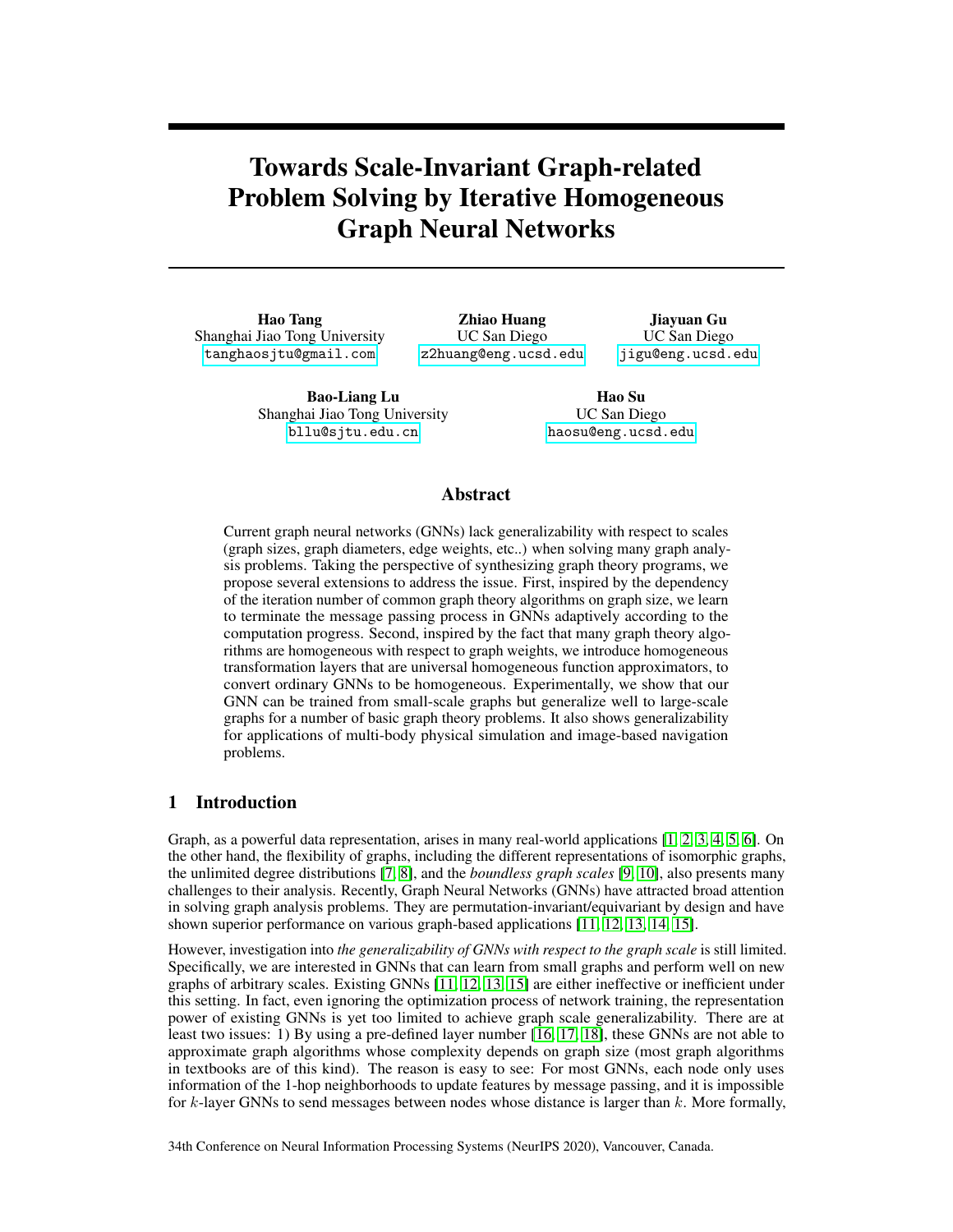# Towards Scale-Invariant Graph-related Problem Solving by Iterative Homogeneous Graph Neural Networks

**Hao Tang**
Shanghai Jiao Tong University
tanghaosjtu@gmail.com

**Zhiao Huang**
UC San Diego
z2huang@eng.ucsd.edu

**Jiayuan Gu**
UC San Diego
jigu@eng.ucsd.edu

**Bao-Liang Lu**
Shanghai Jiao Tong University
bllu@sjtu.edu.cn

**Hao Su**
UC San Diego
haosu@eng.ucsd.edu

## Abstract

Current graph neural networks (GNNs) lack generalizability with respect to scales (graph sizes, graph diameters, edge weights, etc..) when solving many graph analysis problems. Taking the perspective of synthesizing graph theory programs, we propose several extensions to address the issue. First, inspired by the dependency of the iteration number of common graph theory algorithms on graph size, we learn to terminate the message passing process in GNNs adaptively according to the computation progress. Second, inspired by the fact that many graph theory algorithms are homogeneous with respect to graph weights, we introduce homogeneous transformation layers that are universal homogeneous function approximators, to convert ordinary GNNs to be homogeneous. Experimentally, we show that our GNN can be trained from small-scale graphs but generalize well to large-scale graphs for a number of basic graph theory problems. It also shows generalizability for applications of multi-body physical simulation and image-based navigation problems.

## 1 Introduction

Graph, as a powerful data representation, arises in many real-world applications [1, 2, 3, 4, 5, 6]. On the other hand, the flexibility of graphs, including the different representations of isomorphic graphs, the unlimited degree distributions [7, 8], and the *boundless graph scales* [9, 10], also presents many challenges to their analysis. Recently, Graph Neural Networks (GNNs) have attracted broad attention in solving graph analysis problems. They are permutation-invariant/equivariant by design and have shown superior performance on various graph-based applications [11, 12, 13, 14, 15].

However, investigation into *the generalizability of GNNs with respect to the graph scale* is still limited. Specifically, we are interested in GNNs that can learn from small graphs and perform well on new graphs of arbitrary scales. Existing GNNs [11, 12, 13, 15] are either ineffective or inefficient under this setting. In fact, even ignoring the optimization process of network training, the representation power of existing GNNs is yet too limited to achieve graph scale generalizability. There are at least two issues: 1) By using a pre-defined layer number [16, 17, 18], these GNNs are not able to approximate graph algorithms whose complexity depends on graph size (most graph algorithms in textbooks are of this kind). The reason is easy to see: For most GNNs, each node only uses information of the 1-hop neighborhoods to update features by message passing, and it is impossible for $k$-layer GNNs to send messages between nodes whose distance is larger than $k$. More formally,

34th Conference on Neural Information Processing Systems (NeurIPS 2020), Vancouver, Canada.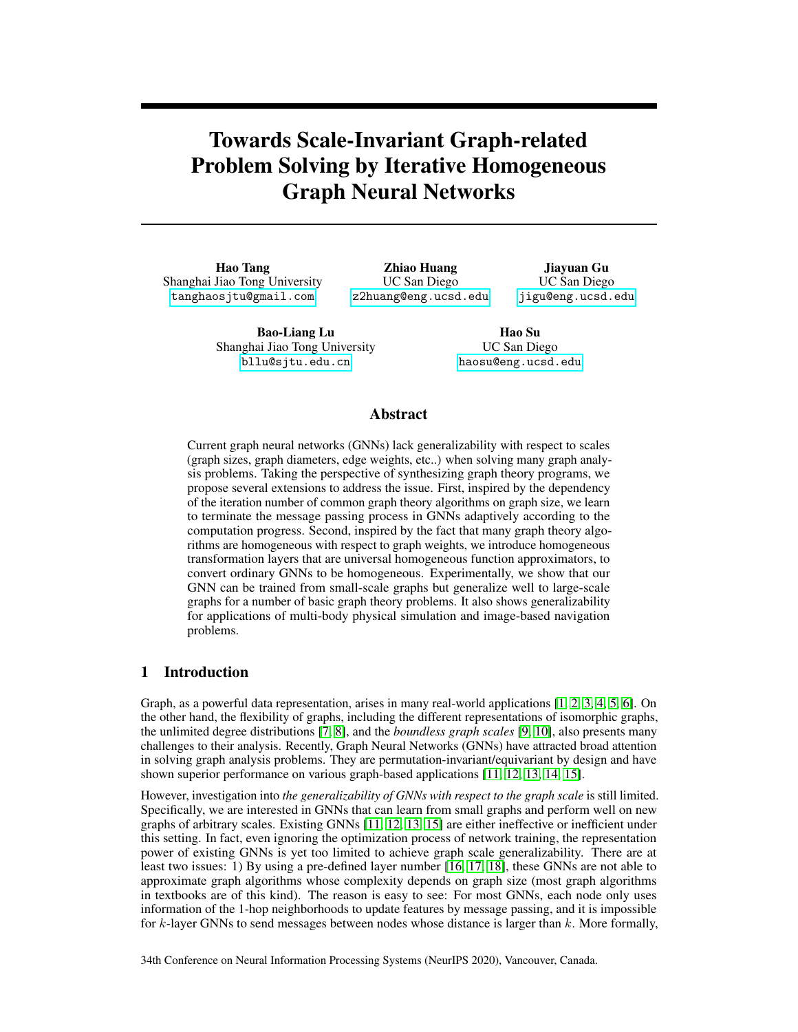# Towards Scale-Invariant Graph-related Problem Solving by Iterative Homogeneous Graph Neural Networks

**Hao Tang**
Shanghai Jiao Tong University
tanghaosjtu@gmail.com

**Zhiao Huang**
UC San Diego
z2huang@eng.ucsd.edu

**Jiayuan Gu**
UC San Diego
jigu@eng.ucsd.edu

**Bao-Liang Lu**
Shanghai Jiao Tong University
bllu@sjtu.edu.cn

**Hao Su**
UC San Diego
haosu@eng.ucsd.edu

## Abstract

Current graph neural networks (GNNs) lack generalizability with respect to scales (graph sizes, graph diameters, edge weights, etc..) when solving many graph analysis problems. Taking the perspective of synthesizing graph theory programs, we propose several extensions to address the issue. First, inspired by the dependency of the iteration number of common graph theory algorithms on graph size, we learn to terminate the message passing process in GNNs adaptively according to the computation progress. Second, inspired by the fact that many graph theory algorithms are homogeneous with respect to graph weights, we introduce homogeneous transformation layers that are universal homogeneous function approximators, to convert ordinary GNNs to be homogeneous. Experimentally, we show that our GNN can be trained from small-scale graphs but generalize well to large-scale graphs for a number of basic graph theory problems. It also shows generalizability for applications of multi-body physical simulation and image-based navigation problems.

## 1 Introduction

Graph, as a powerful data representation, arises in many real-world applications [1, 2, 3, 4, 5, 6]. On the other hand, the flexibility of graphs, including the different representations of isomorphic graphs, the unlimited degree distributions [7, 8], and the *boundless graph scales* [9, 10], also presents many challenges to their analysis. Recently, Graph Neural Networks (GNNs) have attracted broad attention in solving graph analysis problems. They are permutation-invariant/equivariant by design and have shown superior performance on various graph-based applications [11, 12, 13, 14, 15].

However, investigation into *the generalizability of GNNs with respect to the graph scale* is still limited. Specifically, we are interested in GNNs that can learn from small graphs and perform well on new graphs of arbitrary scales. Existing GNNs [11, 12, 13, 15] are either ineffective or inefficient under this setting. In fact, even ignoring the optimization process of network training, the representation power of existing GNNs is yet too limited to achieve graph scale generalizability. There are at least two issues: 1) By using a pre-defined layer number [16, 17, 18], these GNNs are not able to approximate graph algorithms whose complexity depends on graph size (most graph algorithms in textbooks are of this kind). The reason is easy to see: For most GNNs, each node only uses information of the 1-hop neighborhoods to update features by message passing, and it is impossible for $k$-layer GNNs to send messages between nodes whose distance is larger than $k$. More formally,

34th Conference on Neural Information Processing Systems (NeurIPS 2020), Vancouver, Canada.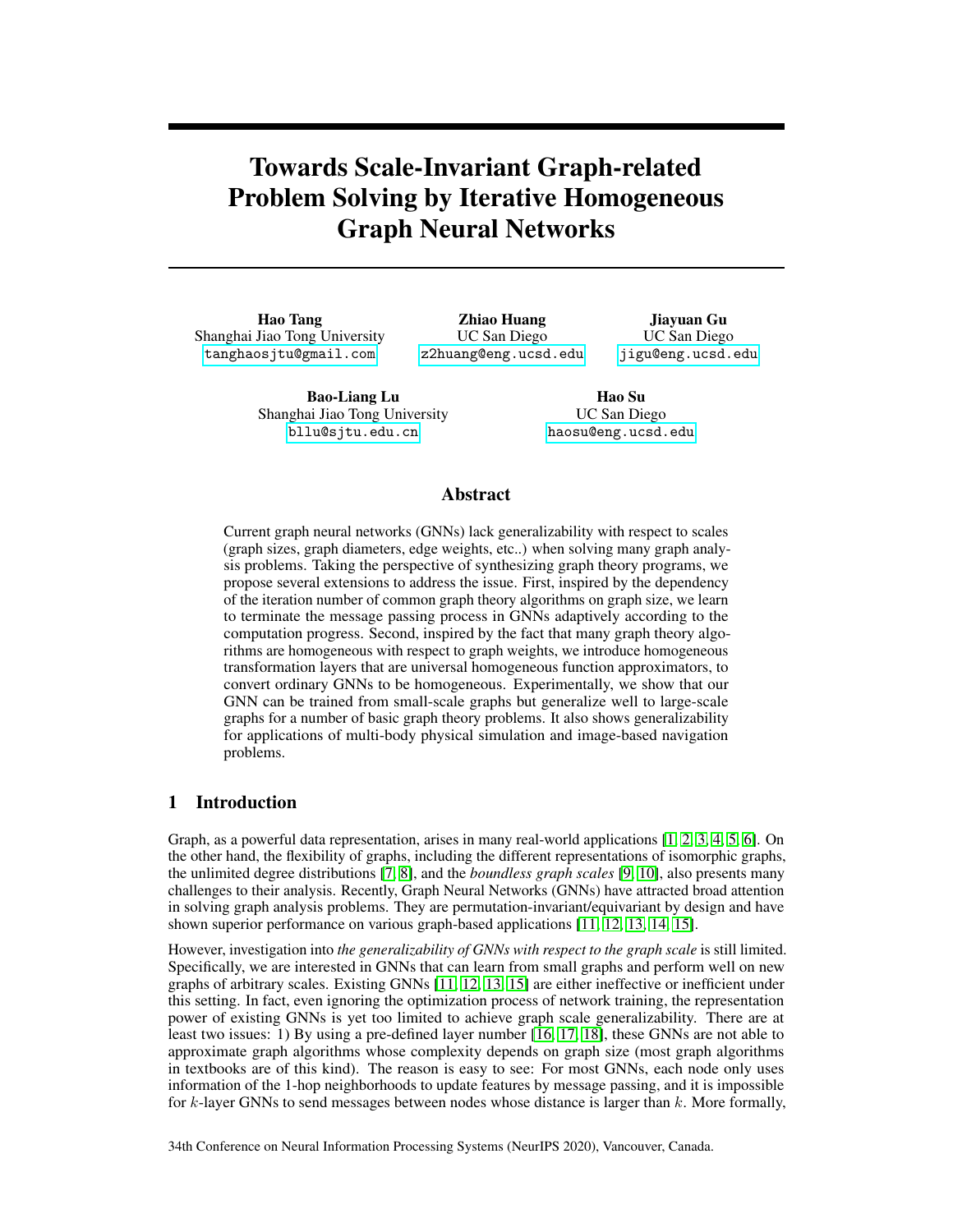# Towards Scale-Invariant Graph-related Problem Solving by Iterative Homogeneous Graph Neural Networks

**Hao Tang**
Shanghai Jiao Tong University
tanghaosjtu@gmail.com

**Zhiao Huang**
UC San Diego
z2huang@eng.ucsd.edu

**Jiayuan Gu**
UC San Diego
jigu@eng.ucsd.edu

**Bao-Liang Lu**
Shanghai Jiao Tong University
bllu@sjtu.edu.cn

**Hao Su**
UC San Diego
haosu@eng.ucsd.edu

## Abstract

Current graph neural networks (GNNs) lack generalizability with respect to scales (graph sizes, graph diameters, edge weights, etc..) when solving many graph analysis problems. Taking the perspective of synthesizing graph theory programs, we propose several extensions to address the issue. First, inspired by the dependency of the iteration number of common graph theory algorithms on graph size, we learn to terminate the message passing process in GNNs adaptively according to the computation progress. Second, inspired by the fact that many graph theory algorithms are homogeneous with respect to graph weights, we introduce homogeneous transformation layers that are universal homogeneous function approximators, to convert ordinary GNNs to be homogeneous. Experimentally, we show that our GNN can be trained from small-scale graphs but generalize well to large-scale graphs for a number of basic graph theory problems. It also shows generalizability for applications of multi-body physical simulation and image-based navigation problems.

## 1 Introduction

Graph, as a powerful data representation, arises in many real-world applications [1, 2, 3, 4, 5, 6]. On the other hand, the flexibility of graphs, including the different representations of isomorphic graphs, the unlimited degree distributions [7, 8], and the *boundless graph scales* [9, 10], also presents many challenges to their analysis. Recently, Graph Neural Networks (GNNs) have attracted broad attention in solving graph analysis problems. They are permutation-invariant/equivariant by design and have shown superior performance on various graph-based applications [11, 12, 13, 14, 15].

However, investigation into *the generalizability of GNNs with respect to the graph scale* is still limited. Specifically, we are interested in GNNs that can learn from small graphs and perform well on new graphs of arbitrary scales. Existing GNNs [11, 12, 13, 15] are either ineffective or inefficient under this setting. In fact, even ignoring the optimization process of network training, the representation power of existing GNNs is yet too limited to achieve graph scale generalizability. There are at least two issues: 1) By using a pre-defined layer number [16, 17, 18], these GNNs are not able to approximate graph algorithms whose complexity depends on graph size (most graph algorithms in textbooks are of this kind). The reason is easy to see: For most GNNs, each node only uses information of the 1-hop neighborhoods to update features by message passing, and it is impossible for $k$-layer GNNs to send messages between nodes whose distance is larger than $k$. More formally,

34th Conference on Neural Information Processing Systems (NeurIPS 2020), Vancouver, Canada.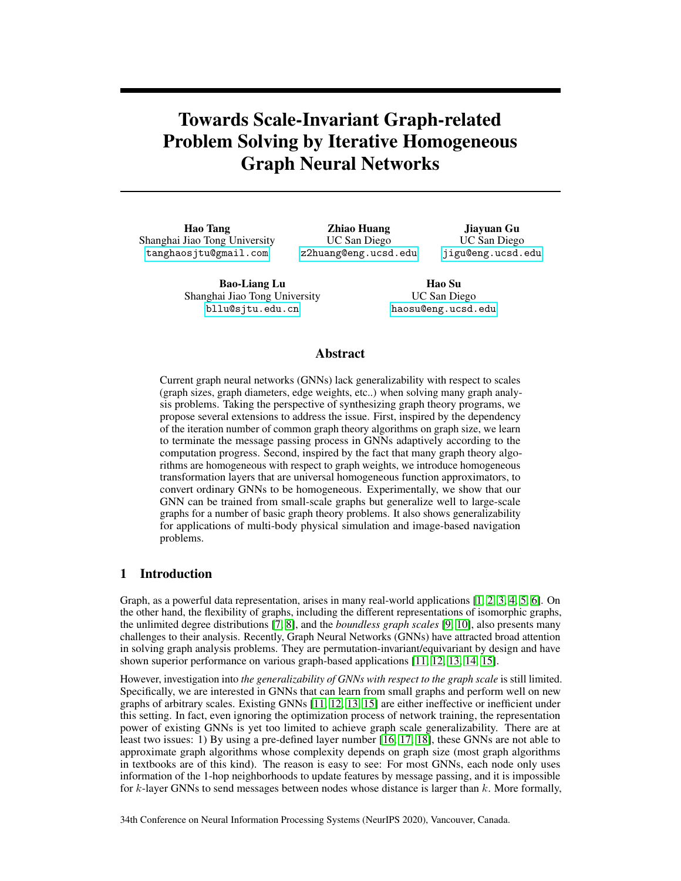# Towards Scale-Invariant Graph-related Problem Solving by Iterative Homogeneous Graph Neural Networks

**Hao Tang**
Shanghai Jiao Tong University
tanghaosjtu@gmail.com

**Zhiao Huang**
UC San Diego
z2huang@eng.ucsd.edu

**Jiayuan Gu**
UC San Diego
jigu@eng.ucsd.edu

**Bao-Liang Lu**
Shanghai Jiao Tong University
bllu@sjtu.edu.cn

**Hao Su**
UC San Diego
haosu@eng.ucsd.edu

## Abstract

Current graph neural networks (GNNs) lack generalizability with respect to scales (graph sizes, graph diameters, edge weights, etc..) when solving many graph analysis problems. Taking the perspective of synthesizing graph theory programs, we propose several extensions to address the issue. First, inspired by the dependency of the iteration number of common graph theory algorithms on graph size, we learn to terminate the message passing process in GNNs adaptively according to the computation progress. Second, inspired by the fact that many graph theory algorithms are homogeneous with respect to graph weights, we introduce homogeneous transformation layers that are universal homogeneous function approximators, to convert ordinary GNNs to be homogeneous. Experimentally, we show that our GNN can be trained from small-scale graphs but generalize well to large-scale graphs for a number of basic graph theory problems. It also shows generalizability for applications of multi-body physical simulation and image-based navigation problems.

## 1 Introduction

Graph, as a powerful data representation, arises in many real-world applications [1, 2, 3, 4, 5, 6]. On the other hand, the flexibility of graphs, including the different representations of isomorphic graphs, the unlimited degree distributions [7, 8], and the *boundless graph scales* [9, 10], also presents many challenges to their analysis. Recently, Graph Neural Networks (GNNs) have attracted broad attention in solving graph analysis problems. They are permutation-invariant/equivariant by design and have shown superior performance on various graph-based applications [11, 12, 13, 14, 15].

However, investigation into *the generalizability of GNNs with respect to the graph scale* is still limited. Specifically, we are interested in GNNs that can learn from small graphs and perform well on new graphs of arbitrary scales. Existing GNNs [11, 12, 13, 15] are either ineffective or inefficient under this setting. In fact, even ignoring the optimization process of network training, the representation power of existing GNNs is yet too limited to achieve graph scale generalizability. There are at least two issues: 1) By using a pre-defined layer number [16, 17, 18], these GNNs are not able to approximate graph algorithms whose complexity depends on graph size (most graph algorithms in textbooks are of this kind). The reason is easy to see: For most GNNs, each node only uses information of the 1-hop neighborhoods to update features by message passing, and it is impossible for $k$-layer GNNs to send messages between nodes whose distance is larger than $k$. More formally,

34th Conference on Neural Information Processing Systems (NeurIPS 2020), Vancouver, Canada.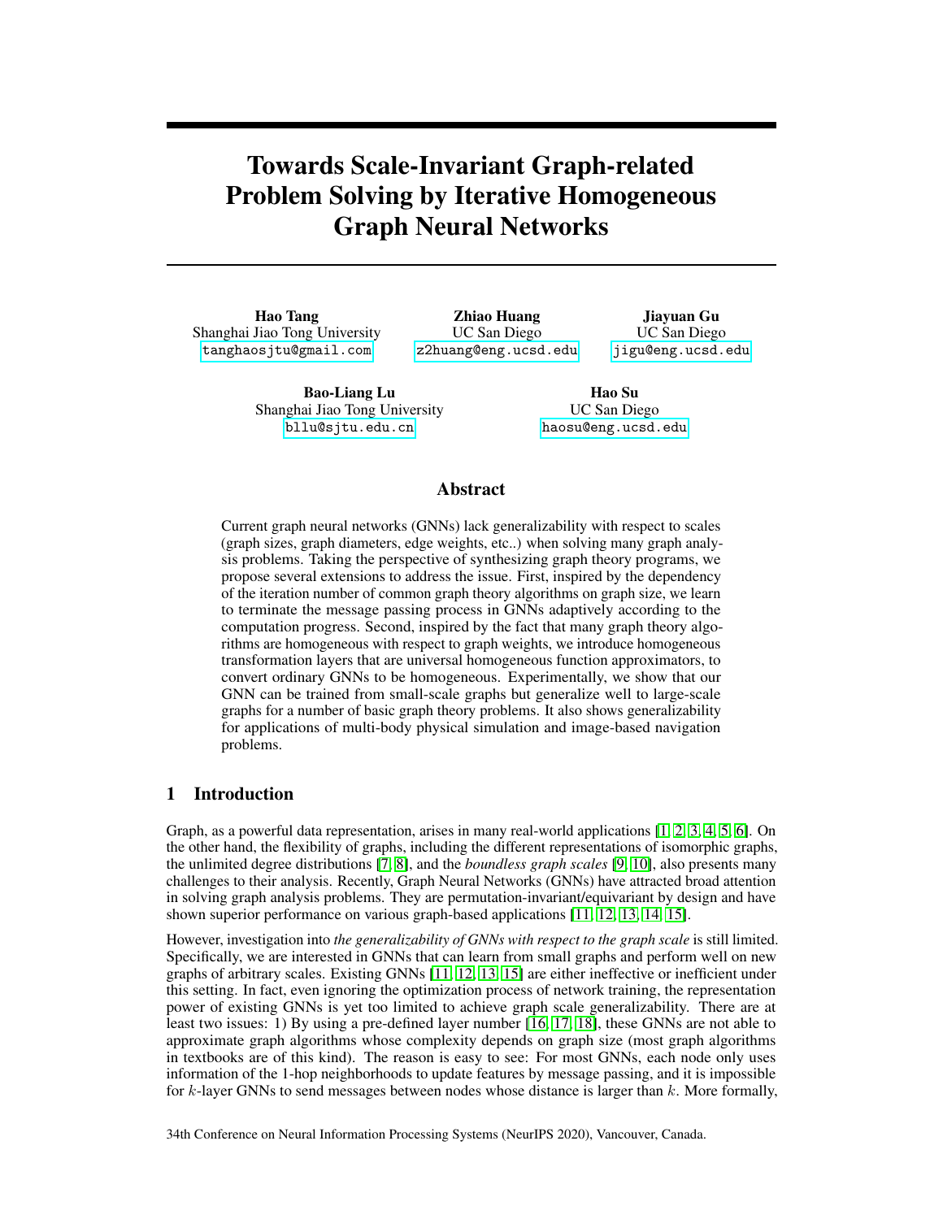# Towards Scale-Invariant Graph-related Problem Solving by Iterative Homogeneous Graph Neural Networks

**Hao Tang**
Shanghai Jiao Tong University
tanghaosjtu@gmail.com

**Zhiao Huang**
UC San Diego
z2huang@eng.ucsd.edu

**Jiayuan Gu**
UC San Diego
jigu@eng.ucsd.edu

**Bao-Liang Lu**
Shanghai Jiao Tong University
bllu@sjtu.edu.cn

**Hao Su**
UC San Diego
haosu@eng.ucsd.edu

## Abstract

Current graph neural networks (GNNs) lack generalizability with respect to scales (graph sizes, graph diameters, edge weights, etc..) when solving many graph analysis problems. Taking the perspective of synthesizing graph theory programs, we propose several extensions to address the issue. First, inspired by the dependency of the iteration number of common graph theory algorithms on graph size, we learn to terminate the message passing process in GNNs adaptively according to the computation progress. Second, inspired by the fact that many graph theory algorithms are homogeneous with respect to graph weights, we introduce homogeneous transformation layers that are universal homogeneous function approximators, to convert ordinary GNNs to be homogeneous. Experimentally, we show that our GNN can be trained from small-scale graphs but generalize well to large-scale graphs for a number of basic graph theory problems. It also shows generalizability for applications of multi-body physical simulation and image-based navigation problems.

## 1 Introduction

Graph, as a powerful data representation, arises in many real-world applications [1, 2, 3, 4, 5, 6]. On the other hand, the flexibility of graphs, including the different representations of isomorphic graphs, the unlimited degree distributions [7, 8], and the *boundless graph scales* [9, 10], also presents many challenges to their analysis. Recently, Graph Neural Networks (GNNs) have attracted broad attention in solving graph analysis problems. They are permutation-invariant/equivariant by design and have shown superior performance on various graph-based applications [11, 12, 13, 14, 15].

However, investigation into *the generalizability of GNNs with respect to the graph scale* is still limited. Specifically, we are interested in GNNs that can learn from small graphs and perform well on new graphs of arbitrary scales. Existing GNNs [11, 12, 13, 15] are either ineffective or inefficient under this setting. In fact, even ignoring the optimization process of network training, the representation power of existing GNNs is yet too limited to achieve graph scale generalizability. There are at least two issues: 1) By using a pre-defined layer number [16, 17, 18], these GNNs are not able to approximate graph algorithms whose complexity depends on graph size (most graph algorithms in textbooks are of this kind). The reason is easy to see: For most GNNs, each node only uses information of the 1-hop neighborhoods to update features by message passing, and it is impossible for $k$-layer GNNs to send messages between nodes whose distance is larger than $k$. More formally,

34th Conference on Neural Information Processing Systems (NeurIPS 2020), Vancouver, Canada.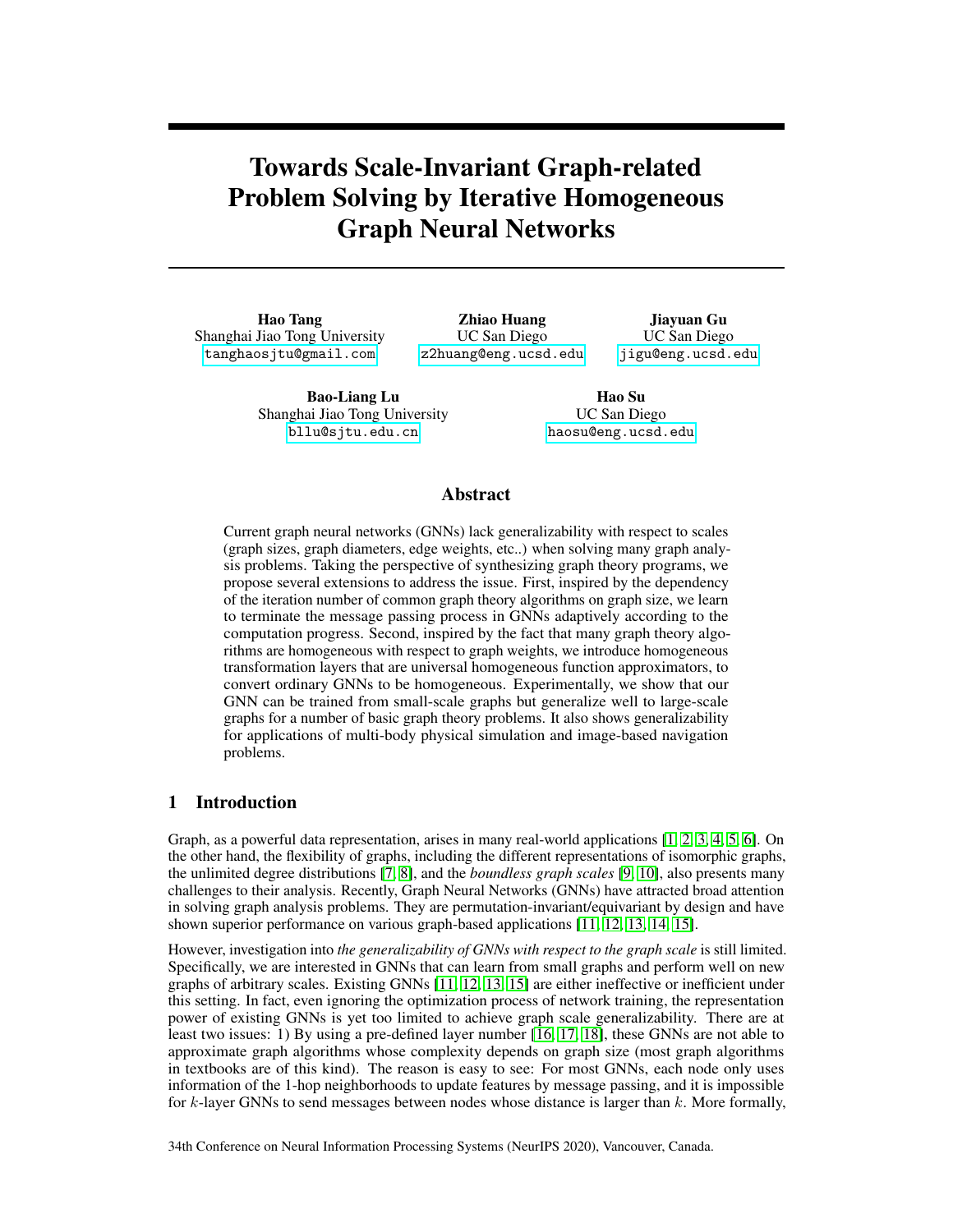# Towards Scale-Invariant Graph-related Problem Solving by Iterative Homogeneous Graph Neural Networks

**Hao Tang**
Shanghai Jiao Tong University
tanghaosjtu@gmail.com

**Zhiao Huang**
UC San Diego
z2huang@eng.ucsd.edu

**Jiayuan Gu**
UC San Diego
jigu@eng.ucsd.edu

**Bao-Liang Lu**
Shanghai Jiao Tong University
bllu@sjtu.edu.cn

**Hao Su**
UC San Diego
haosu@eng.ucsd.edu

## Abstract

Current graph neural networks (GNNs) lack generalizability with respect to scales (graph sizes, graph diameters, edge weights, etc..) when solving many graph analysis problems. Taking the perspective of synthesizing graph theory programs, we propose several extensions to address the issue. First, inspired by the dependency of the iteration number of common graph theory algorithms on graph size, we learn to terminate the message passing process in GNNs adaptively according to the computation progress. Second, inspired by the fact that many graph theory algorithms are homogeneous with respect to graph weights, we introduce homogeneous transformation layers that are universal homogeneous function approximators, to convert ordinary GNNs to be homogeneous. Experimentally, we show that our GNN can be trained from small-scale graphs but generalize well to large-scale graphs for a number of basic graph theory problems. It also shows generalizability for applications of multi-body physical simulation and image-based navigation problems.

## 1 Introduction

Graph, as a powerful data representation, arises in many real-world applications [1, 2, 3, 4, 5, 6]. On the other hand, the flexibility of graphs, including the different representations of isomorphic graphs, the unlimited degree distributions [7, 8], and the *boundless graph scales* [9, 10], also presents many challenges to their analysis. Recently, Graph Neural Networks (GNNs) have attracted broad attention in solving graph analysis problems. They are permutation-invariant/equivariant by design and have shown superior performance on various graph-based applications [11, 12, 13, 14, 15].

However, investigation into *the generalizability of GNNs with respect to the graph scale* is still limited. Specifically, we are interested in GNNs that can learn from small graphs and perform well on new graphs of arbitrary scales. Existing GNNs [11, 12, 13, 15] are either ineffective or inefficient under this setting. In fact, even ignoring the optimization process of network training, the representation power of existing GNNs is yet too limited to achieve graph scale generalizability. There are at least two issues: 1) By using a pre-defined layer number [16, 17, 18], these GNNs are not able to approximate graph algorithms whose complexity depends on graph size (most graph algorithms in textbooks are of this kind). The reason is easy to see: For most GNNs, each node only uses information of the 1-hop neighborhoods to update features by message passing, and it is impossible for $k$-layer GNNs to send messages between nodes whose distance is larger than $k$. More formally,

34th Conference on Neural Information Processing Systems (NeurIPS 2020), Vancouver, Canada.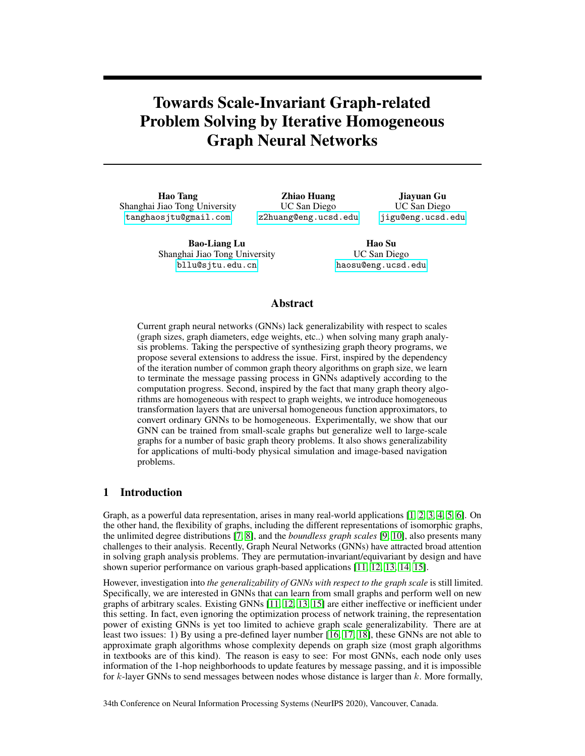# Towards Scale-Invariant Graph-related Problem Solving by Iterative Homogeneous Graph Neural Networks

**Hao Tang**
Shanghai Jiao Tong University
tanghaosjtu@gmail.com

**Zhiao Huang**
UC San Diego
z2huang@eng.ucsd.edu

**Jiayuan Gu**
UC San Diego
jigu@eng.ucsd.edu

**Bao-Liang Lu**
Shanghai Jiao Tong University
bllu@sjtu.edu.cn

**Hao Su**
UC San Diego
haosu@eng.ucsd.edu

## Abstract

Current graph neural networks (GNNs) lack generalizability with respect to scales (graph sizes, graph diameters, edge weights, etc..) when solving many graph analysis problems. Taking the perspective of synthesizing graph theory programs, we propose several extensions to address the issue. First, inspired by the dependency of the iteration number of common graph theory algorithms on graph size, we learn to terminate the message passing process in GNNs adaptively according to the computation progress. Second, inspired by the fact that many graph theory algorithms are homogeneous with respect to graph weights, we introduce homogeneous transformation layers that are universal homogeneous function approximators, to convert ordinary GNNs to be homogeneous. Experimentally, we show that our GNN can be trained from small-scale graphs but generalize well to large-scale graphs for a number of basic graph theory problems. It also shows generalizability for applications of multi-body physical simulation and image-based navigation problems.

## 1 Introduction

Graph, as a powerful data representation, arises in many real-world applications [1, 2, 3, 4, 5, 6]. On the other hand, the flexibility of graphs, including the different representations of isomorphic graphs, the unlimited degree distributions [7, 8], and the *boundless graph scales* [9, 10], also presents many challenges to their analysis. Recently, Graph Neural Networks (GNNs) have attracted broad attention in solving graph analysis problems. They are permutation-invariant/equivariant by design and have shown superior performance on various graph-based applications [11, 12, 13, 14, 15].

However, investigation into *the generalizability of GNNs with respect to the graph scale* is still limited. Specifically, we are interested in GNNs that can learn from small graphs and perform well on new graphs of arbitrary scales. Existing GNNs [11, 12, 13, 15] are either ineffective or inefficient under this setting. In fact, even ignoring the optimization process of network training, the representation power of existing GNNs is yet too limited to achieve graph scale generalizability. There are at least two issues: 1) By using a pre-defined layer number [16, 17, 18], these GNNs are not able to approximate graph algorithms whose complexity depends on graph size (most graph algorithms in textbooks are of this kind). The reason is easy to see: For most GNNs, each node only uses information of the 1-hop neighborhoods to update features by message passing, and it is impossible for $k$-layer GNNs to send messages between nodes whose distance is larger than $k$. More formally,

34th Conference on Neural Information Processing Systems (NeurIPS 2020), Vancouver, Canada.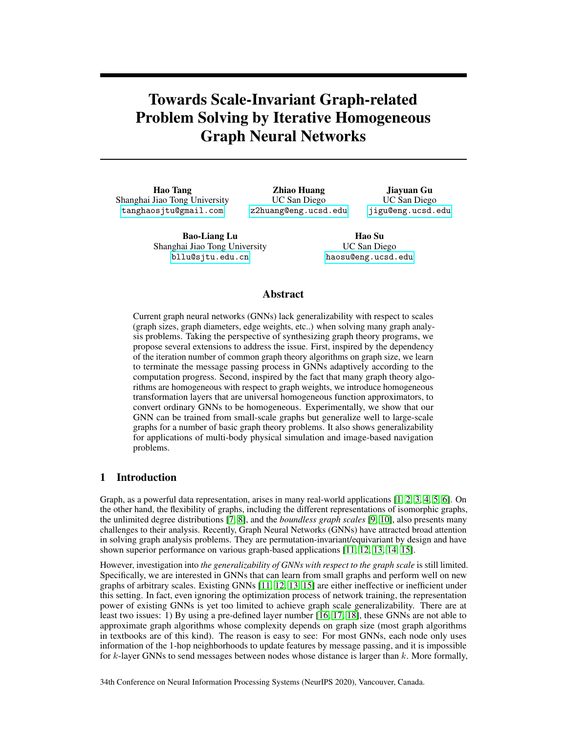# Towards Scale-Invariant Graph-related Problem Solving by Iterative Homogeneous Graph Neural Networks

**Hao Tang**
Shanghai Jiao Tong University
tanghaosjtu@gmail.com

**Zhiao Huang**
UC San Diego
z2huang@eng.ucsd.edu

**Jiayuan Gu**
UC San Diego
jigu@eng.ucsd.edu

**Bao-Liang Lu**
Shanghai Jiao Tong University
bllu@sjtu.edu.cn

**Hao Su**
UC San Diego
haosu@eng.ucsd.edu

## Abstract

Current graph neural networks (GNNs) lack generalizability with respect to scales (graph sizes, graph diameters, edge weights, etc..) when solving many graph analysis problems. Taking the perspective of synthesizing graph theory programs, we propose several extensions to address the issue. First, inspired by the dependency of the iteration number of common graph theory algorithms on graph size, we learn to terminate the message passing process in GNNs adaptively according to the computation progress. Second, inspired by the fact that many graph theory algorithms are homogeneous with respect to graph weights, we introduce homogeneous transformation layers that are universal homogeneous function approximators, to convert ordinary GNNs to be homogeneous. Experimentally, we show that our GNN can be trained from small-scale graphs but generalize well to large-scale graphs for a number of basic graph theory problems. It also shows generalizability for applications of multi-body physical simulation and image-based navigation problems.

## 1 Introduction

Graph, as a powerful data representation, arises in many real-world applications [1, 2, 3, 4, 5, 6]. On the other hand, the flexibility of graphs, including the different representations of isomorphic graphs, the unlimited degree distributions [7, 8], and the *boundless graph scales* [9, 10], also presents many challenges to their analysis. Recently, Graph Neural Networks (GNNs) have attracted broad attention in solving graph analysis problems. They are permutation-invariant/equivariant by design and have shown superior performance on various graph-based applications [11, 12, 13, 14, 15].

However, investigation into *the generalizability of GNNs with respect to the graph scale* is still limited. Specifically, we are interested in GNNs that can learn from small graphs and perform well on new graphs of arbitrary scales. Existing GNNs [11, 12, 13, 15] are either ineffective or inefficient under this setting. In fact, even ignoring the optimization process of network training, the representation power of existing GNNs is yet too limited to achieve graph scale generalizability. There are at least two issues: 1) By using a pre-defined layer number [16, 17, 18], these GNNs are not able to approximate graph algorithms whose complexity depends on graph size (most graph algorithms in textbooks are of this kind). The reason is easy to see: For most GNNs, each node only uses information of the 1-hop neighborhoods to update features by message passing, and it is impossible for $k$-layer GNNs to send messages between nodes whose distance is larger than $k$. More formally,

34th Conference on Neural Information Processing Systems (NeurIPS 2020), Vancouver, Canada.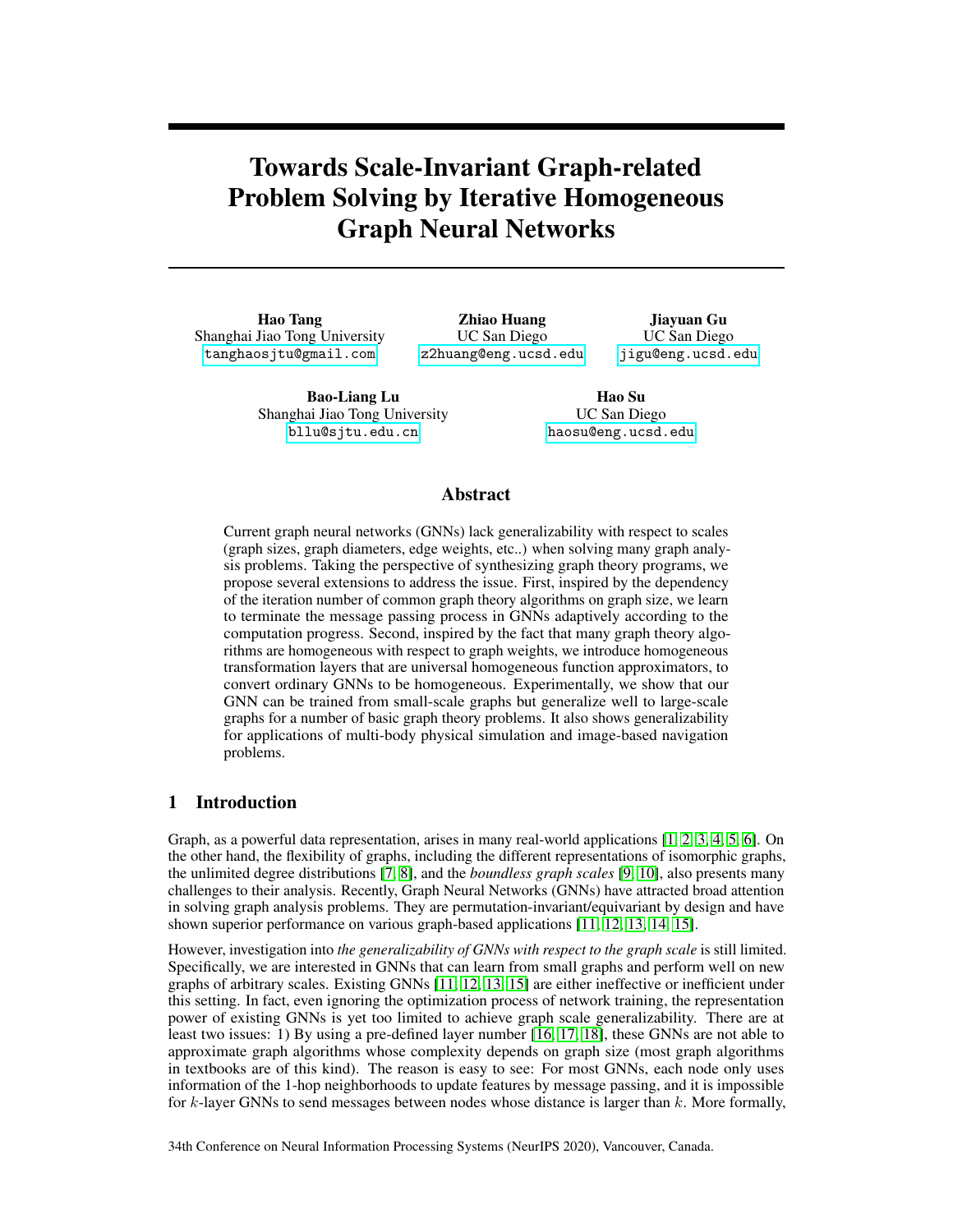# Towards Scale-Invariant Graph-related Problem Solving by Iterative Homogeneous Graph Neural Networks

**Hao Tang**
Shanghai Jiao Tong University
tanghaosjtu@gmail.com

**Zhiao Huang**
UC San Diego
z2huang@eng.ucsd.edu

**Jiayuan Gu**
UC San Diego
jigu@eng.ucsd.edu

**Bao-Liang Lu**
Shanghai Jiao Tong University
bllu@sjtu.edu.cn

**Hao Su**
UC San Diego
haosu@eng.ucsd.edu

## Abstract

Current graph neural networks (GNNs) lack generalizability with respect to scales (graph sizes, graph diameters, edge weights, etc..) when solving many graph analysis problems. Taking the perspective of synthesizing graph theory programs, we propose several extensions to address the issue. First, inspired by the dependency of the iteration number of common graph theory algorithms on graph size, we learn to terminate the message passing process in GNNs adaptively according to the computation progress. Second, inspired by the fact that many graph theory algorithms are homogeneous with respect to graph weights, we introduce homogeneous transformation layers that are universal homogeneous function approximators, to convert ordinary GNNs to be homogeneous. Experimentally, we show that our GNN can be trained from small-scale graphs but generalize well to large-scale graphs for a number of basic graph theory problems. It also shows generalizability for applications of multi-body physical simulation and image-based navigation problems.

## 1 Introduction

Graph, as a powerful data representation, arises in many real-world applications [1, 2, 3, 4, 5, 6]. On the other hand, the flexibility of graphs, including the different representations of isomorphic graphs, the unlimited degree distributions [7, 8], and the *boundless graph scales* [9, 10], also presents many challenges to their analysis. Recently, Graph Neural Networks (GNNs) have attracted broad attention in solving graph analysis problems. They are permutation-invariant/equivariant by design and have shown superior performance on various graph-based applications [11, 12, 13, 14, 15].

However, investigation into *the generalizability of GNNs with respect to the graph scale* is still limited. Specifically, we are interested in GNNs that can learn from small graphs and perform well on new graphs of arbitrary scales. Existing GNNs [11, 12, 13, 15] are either ineffective or inefficient under this setting. In fact, even ignoring the optimization process of network training, the representation power of existing GNNs is yet too limited to achieve graph scale generalizability. There are at least two issues: 1) By using a pre-defined layer number [16, 17, 18], these GNNs are not able to approximate graph algorithms whose complexity depends on graph size (most graph algorithms in textbooks are of this kind). The reason is easy to see: For most GNNs, each node only uses information of the 1-hop neighborhoods to update features by message passing, and it is impossible for $k$-layer GNNs to send messages between nodes whose distance is larger than $k$. More formally,

34th Conference on Neural Information Processing Systems (NeurIPS 2020), Vancouver, Canada.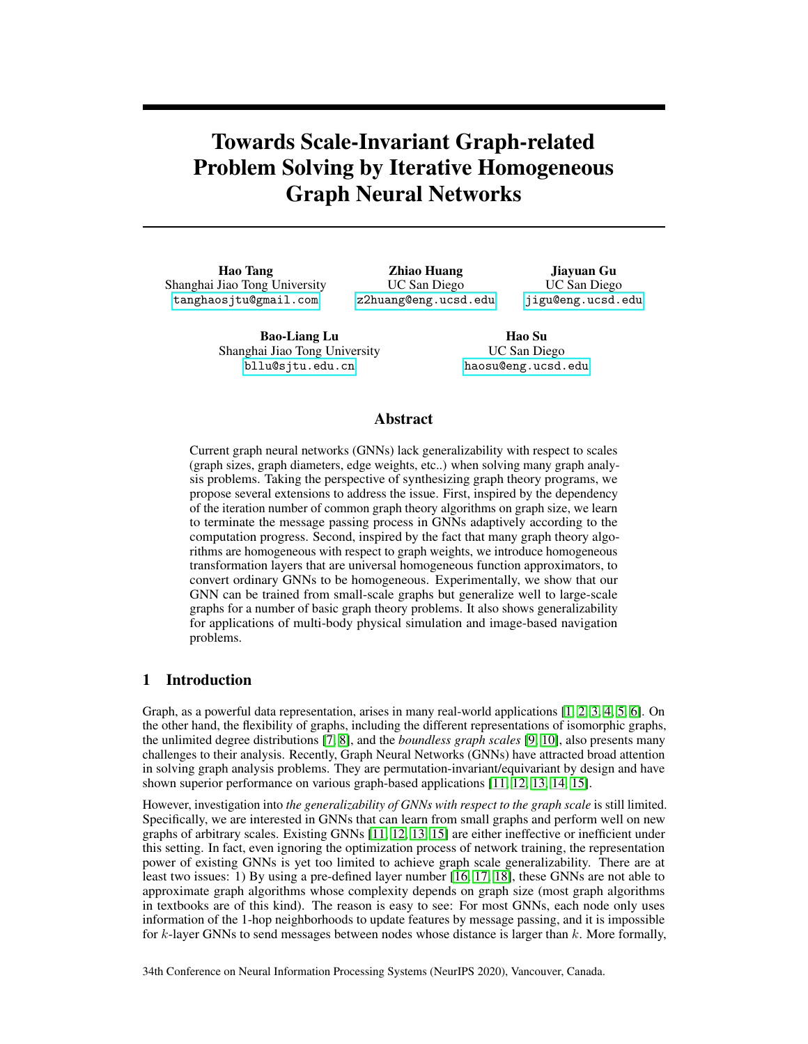# Towards Scale-Invariant Graph-related Problem Solving by Iterative Homogeneous Graph Neural Networks

**Hao Tang**
Shanghai Jiao Tong University
tanghaosjtu@gmail.com

**Zhiao Huang**
UC San Diego
z2huang@eng.ucsd.edu

**Jiayuan Gu**
UC San Diego
jigu@eng.ucsd.edu

**Bao-Liang Lu**
Shanghai Jiao Tong University
bllu@sjtu.edu.cn

**Hao Su**
UC San Diego
haosu@eng.ucsd.edu

## Abstract

Current graph neural networks (GNNs) lack generalizability with respect to scales (graph sizes, graph diameters, edge weights, etc..) when solving many graph analysis problems. Taking the perspective of synthesizing graph theory programs, we propose several extensions to address the issue. First, inspired by the dependency of the iteration number of common graph theory algorithms on graph size, we learn to terminate the message passing process in GNNs adaptively according to the computation progress. Second, inspired by the fact that many graph theory algorithms are homogeneous with respect to graph weights, we introduce homogeneous transformation layers that are universal homogeneous function approximators, to convert ordinary GNNs to be homogeneous. Experimentally, we show that our GNN can be trained from small-scale graphs but generalize well to large-scale graphs for a number of basic graph theory problems. It also shows generalizability for applications of multi-body physical simulation and image-based navigation problems.

## 1 Introduction

Graph, as a powerful data representation, arises in many real-world applications [1, 2, 3, 4, 5, 6]. On the other hand, the flexibility of graphs, including the different representations of isomorphic graphs, the unlimited degree distributions [7, 8], and the *boundless graph scales* [9, 10], also presents many challenges to their analysis. Recently, Graph Neural Networks (GNNs) have attracted broad attention in solving graph analysis problems. They are permutation-invariant/equivariant by design and have shown superior performance on various graph-based applications [11, 12, 13, 14, 15].

However, investigation into *the generalizability of GNNs with respect to the graph scale* is still limited. Specifically, we are interested in GNNs that can learn from small graphs and perform well on new graphs of arbitrary scales. Existing GNNs [11, 12, 13, 15] are either ineffective or inefficient under this setting. In fact, even ignoring the optimization process of network training, the representation power of existing GNNs is yet too limited to achieve graph scale generalizability. There are at least two issues: 1) By using a pre-defined layer number [16, 17, 18], these GNNs are not able to approximate graph algorithms whose complexity depends on graph size (most graph algorithms in textbooks are of this kind). The reason is easy to see: For most GNNs, each node only uses information of the 1-hop neighborhoods to update features by message passing, and it is impossible for $k$-layer GNNs to send messages between nodes whose distance is larger than $k$. More formally,

34th Conference on Neural Information Processing Systems (NeurIPS 2020), Vancouver, Canada.